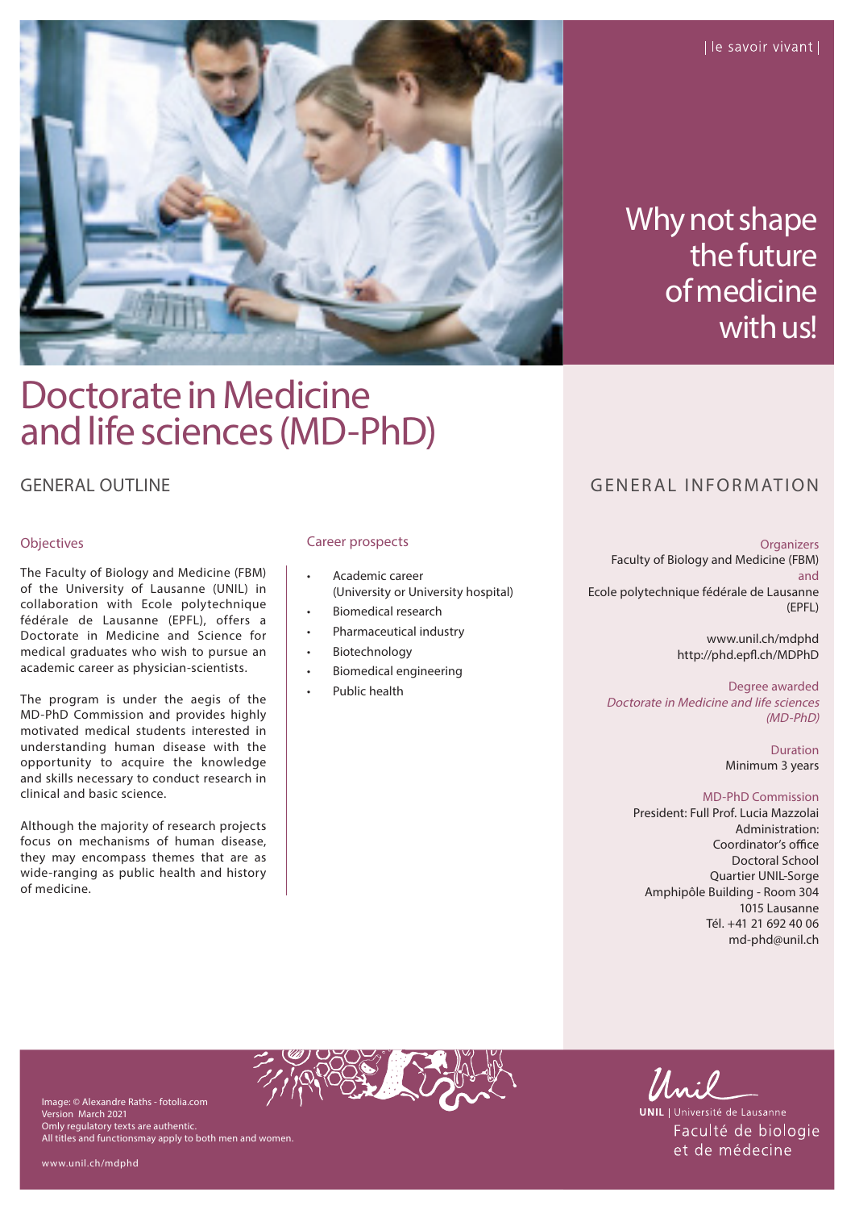| le savoir vivant |

Why not shape the future of medicine with us!

# Doctorate in Medicine and life sciences (MD-PhD)

## GENERAL OUTLINE

### Objectives

The Faculty of Biology and Medicine (FBM) of the University of Lausanne (UNIL) in collaboration with Ecole polytechnique fédérale de Lausanne (EPFL), offers a Doctorate in Medicine and Science for medical graduates who wish to pursue an academic career as physician-scientists.

The program is under the aegis of the MD-PhD Commission and provides highly motivated medical students interested in understanding human disease with the opportunity to acquire the knowledge and skills necessary to conduct research in clinical and basic science.

Although the majority of research projects focus on mechanisms of human disease, they may encompass themes that are as wide-ranging as public health and history of medicine.

### Career prospects

- Academic career (University or University hospital)
- Biomedical research
- Pharmaceutical industry
- Biotechnology
- Biomedical engineering
- Public health

## GENERAL INFORMATION

**Organizers**
Faculty of Biology and Medicine (FBM)
and
Ecole polytechnique fédérale de Lausanne (EPFL)

www.unil.ch/mdphd
http://phd.epfl.ch/MDPhD

**Degree awarded**
*Doctorate in Medicine and life sciences (MD-PhD)*

**Duration**
Minimum 3 years

**MD-PhD Commission**
President: Full Prof. Lucia Mazzolai
Administration:
Coordinator's office
Doctoral School
Quartier UNIL-Sorge
Amphipôle Building - Room 304
1015 Lausanne
Tél. +41 21 692 40 06
md-phd@unil.ch

Image: © Alexandre Raths - fotolia.com
Version March 2021
Omly regulatory texts are authentic.
All titles and functionsmay apply to both men and women.

www.unil.ch/mdphd

UNIL | Université de Lausanne
Faculté de biologie et de médecine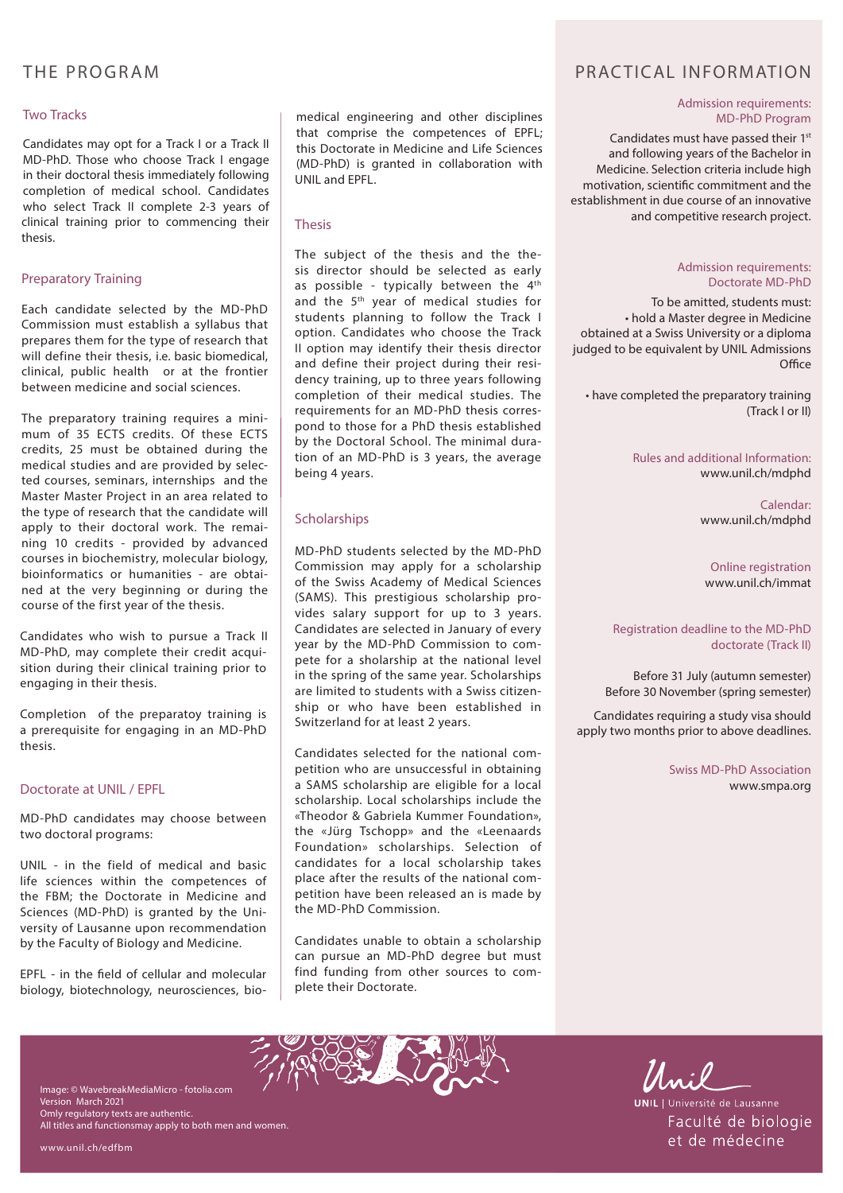# THE PROGRAM

## Two Tracks

Candidates may opt for a Track I or a Track II MD-PhD. Those who choose Track I engage in their doctoral thesis immediately following completion of medical school. Candidates who select Track II complete 2-3 years of clinical training prior to commencing their thesis.

## Preparatory Training

Each candidate selected by the MD-PhD Commission must establish a syllabus that prepares them for the type of research that will define their thesis, i.e. basic biomedical, clinical, public health or at the frontier between medicine and social sciences.

The preparatory training requires a minimum of 35 ECTS credits. Of these ECTS credits, 25 must be obtained during the medical studies and are provided by selected courses, seminars, internships and the Master Master Project in an area related to the type of research that the candidate will apply to their doctoral work. The remaining 10 credits - provided by advanced courses in biochemistry, molecular biology, bioinformatics or humanities - are obtained at the very beginning or during the course of the first year of the thesis.

Candidates who wish to pursue a Track II MD-PhD, may complete their credit acquisition during their clinical training prior to engaging in their thesis.

Completion of the preparatoy training is a prerequisite for engaging in an MD-PhD thesis.

## Doctorate at UNIL / EPFL

MD-PhD candidates may choose between two doctoral programs:

UNIL - in the field of medical and basic life sciences within the competences of the FBM; the Doctorate in Medicine and Sciences (MD-PhD) is granted by the University of Lausanne upon recommendation by the Faculty of Biology and Medicine.

EPFL - in the field of cellular and molecular biology, biotechnology, neurosciences, biomedical engineering and other disciplines that comprise the competences of EPFL; this Doctorate in Medicine and Life Sciences (MD-PhD) is granted in collaboration with UNIL and EPFL.

## Thesis

The subject of the thesis and the thesis director should be selected as early as possible - typically between the 4th and the 5th year of medical studies for students planning to follow the Track I option. Candidates who choose the Track II option may identify their thesis director and define their project during their residency training, up to three years following completion of their medical studies. The requirements for an MD-PhD thesis correspond to those for a PhD thesis established by the Doctoral School. The minimal duration of an MD-PhD is 3 years, the average being 4 years.

## Scholarships

MD-PhD students selected by the MD-PhD Commission may apply for a scholarship of the Swiss Academy of Medical Sciences (SAMS). This prestigious scholarship provides salary support for up to 3 years. Candidates are selected in January of every year by the MD-PhD Commission to compete for a sholarship at the national level in the spring of the same year. Scholarships are limited to students with a Swiss citizenship or who have been established in Switzerland for at least 2 years.

Candidates selected for the national competition who are unsuccessful in obtaining a SAMS scholarship are eligible for a local scholarship. Local scholarships include the «Theodor & Gabriela Kummer Foundation», the «Jürg Tschopp» and the «Leenaards Foundation» scholarships. Selection of candidates for a local scholarship takes place after the results of the national competition have been released an is made by the MD-PhD Commission.

Candidates unable to obtain a scholarship can pursue an MD-PhD degree but must find funding from other sources to complete their Doctorate.

# PRACTICAL INFORMATION

## Admission requirements: MD-PhD Program

Candidates must have passed their 1st and following years of the Bachelor in Medicine. Selection criteria include high motivation, scientific commitment and the establishment in due course of an innovative and competitive research project.

## Admission requirements: Doctorate MD-PhD

To be amitted, students must:

- hold a Master degree in Medicine obtained at a Swiss University or a diploma judged to be equivalent by UNIL Admissions Office
- have completed the preparatory training (Track I or II)

## Rules and additional Information:

www.unil.ch/mdphd

## Calendar:

www.unil.ch/mdphd

## Online registration

www.unil.ch/immat

## Registration deadline to the MD-PhD doctorate (Track II)

Before 31 July (autumn semester)
Before 30 November (spring semester)

Candidates requiring a study visa should apply two months prior to above deadlines.

## Swiss MD-PhD Association

www.smpa.org

Image: © WavebreakMediaMicro - fotolia.com
Version March 2021
Omly regulatory texts are authentic.
All titles and functionsmay apply to both men and women.

www.unil.ch/edfbm

UNIL | Université de Lausanne
Faculté de biologie et de médecine